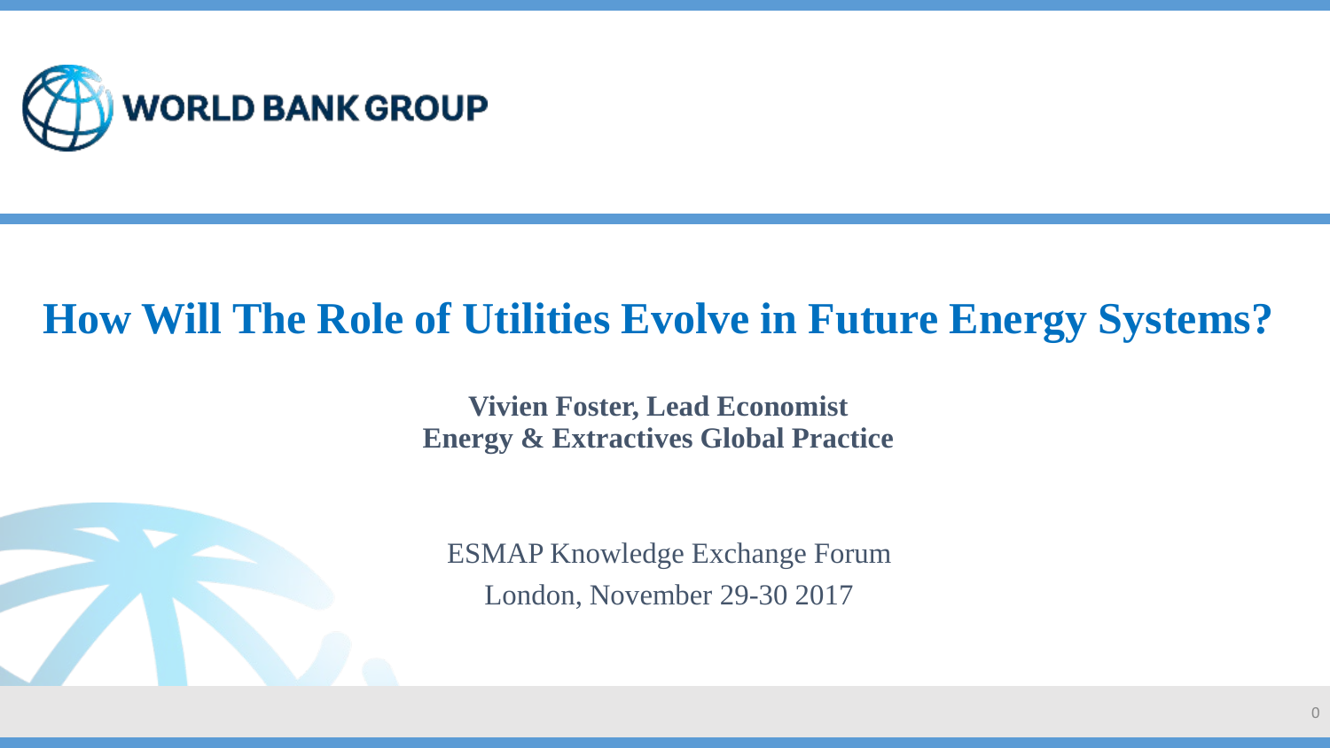WORLD BANK GROUP

# How Will The Role of Utilities Evolve in Future Energy Systems?

**Vivien Foster, Lead Economist**
**Energy & Extractives Global Practice**

ESMAP Knowledge Exchange Forum
London, November 29-30 2017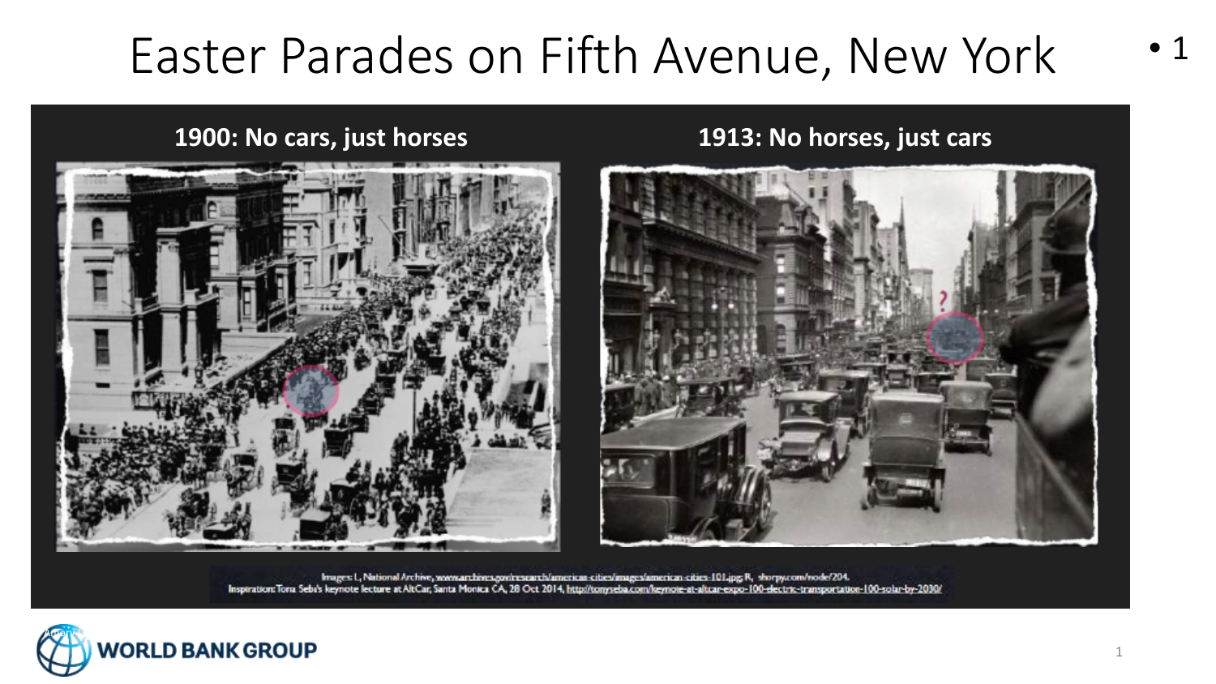# Easter Parades on Fifth Avenue, New York

- 1

**1900: No cars, just horses**

**1913: No horses, just cars**

Images: L, National Archive, www.archives.gov/research/american-cities/images/american-cities-101.jpg; R, shorpy.com/node/204.
Inspiration: Tony Seba's keynote lecture at AltCar, Santa Monica CA, 28 Oct 2014, http://tonyseba.com/keynote-at-altcar-expo-100-electric-transportation-100-solar-by-2030/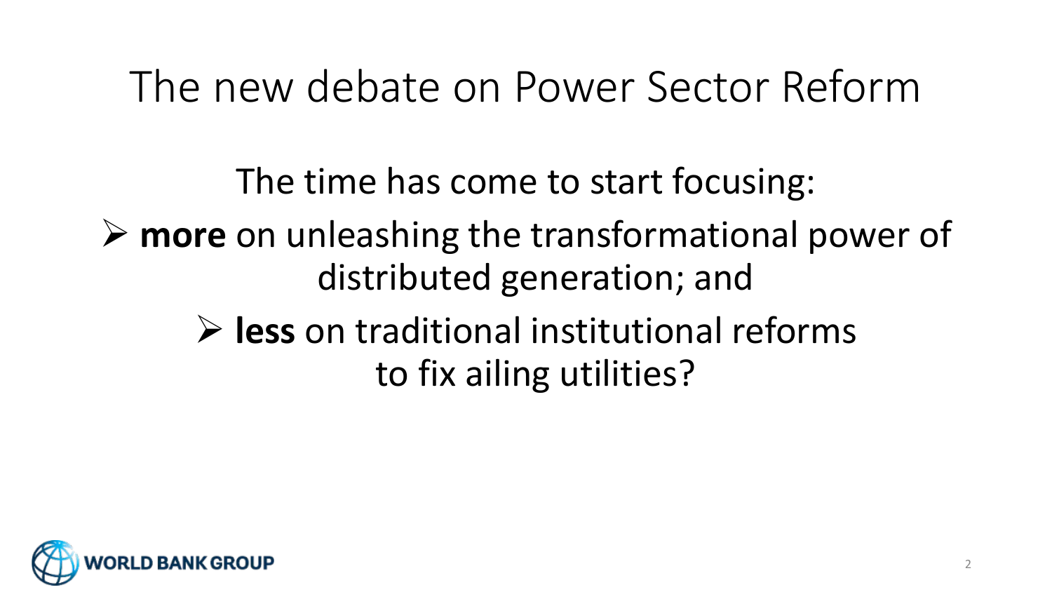# The new debate on Power Sector Reform

The time has come to start focusing:

- **more** on unleashing the transformational power of distributed generation; and
- **less** on traditional institutional reforms to fix ailing utilities?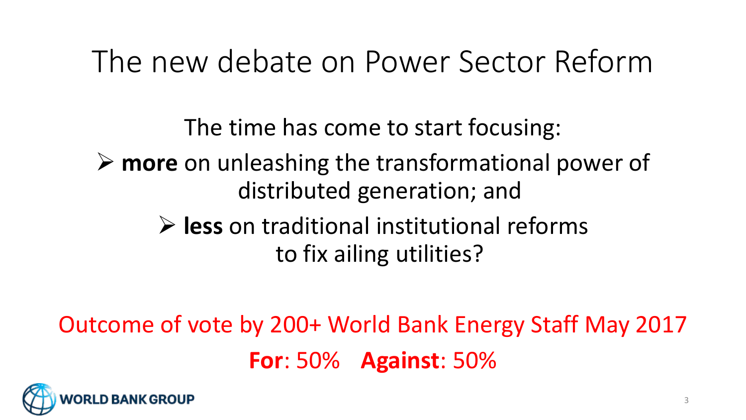# The new debate on Power Sector Reform

The time has come to start focusing:

- **more** on unleashing the transformational power of distributed generation; and
- **less** on traditional institutional reforms to fix ailing utilities?

Outcome of vote by 200+ World Bank Energy Staff May 2017

**For**: 50%  **Against**: 50%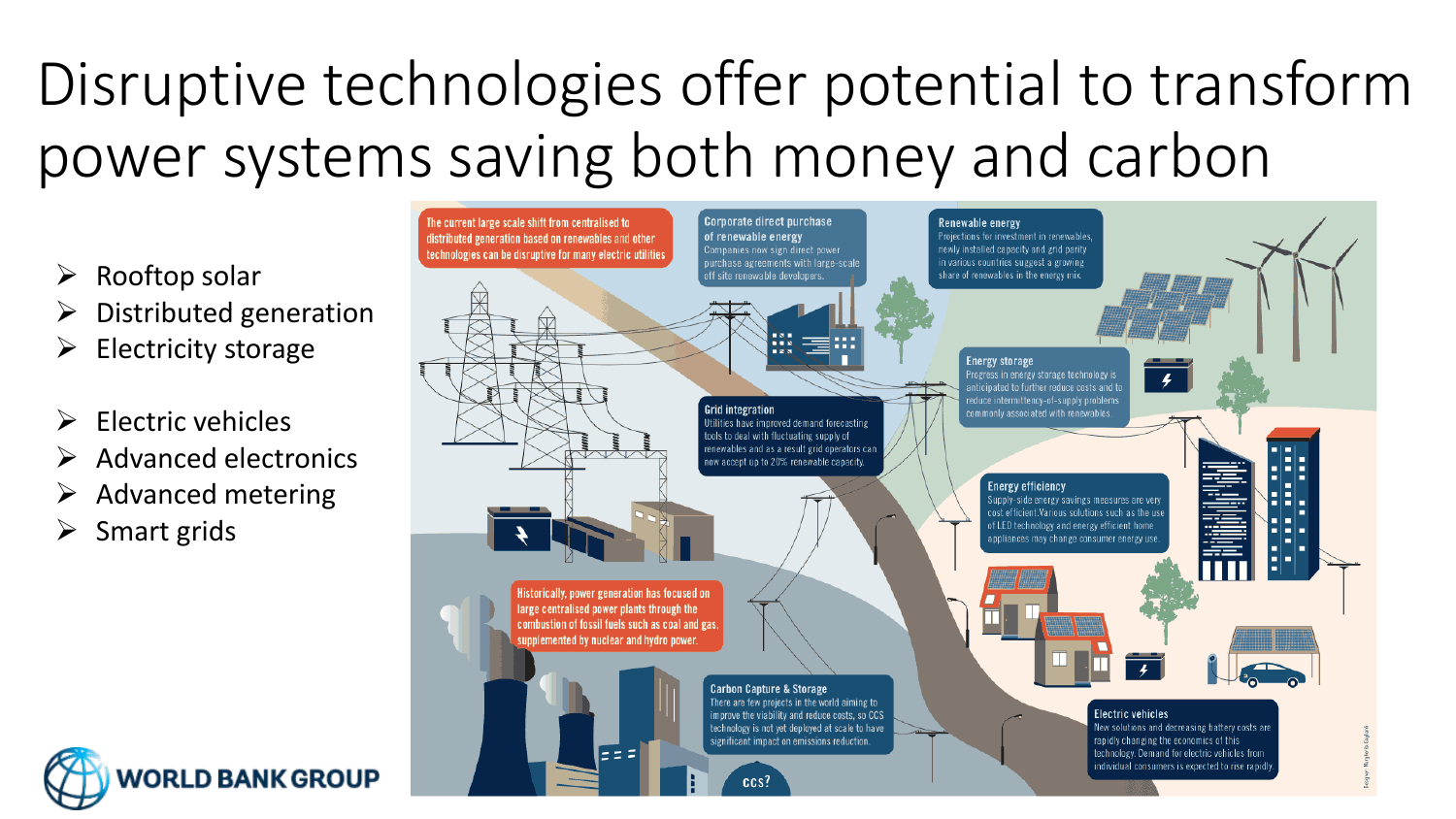# Disruptive technologies offer potential to transform power systems saving both money and carbon

- Rooftop solar
- Distributed generation
- Electricity storage

- Electric vehicles
- Advanced electronics
- Advanced metering
- Smart grids

The current large scale shift from centralised to distributed generation based on renewables and other technologies can be disruptive for many electric utilities

**Corporate direct purchase of renewable energy**
Companies now sign direct power purchase agreements with large-scale off site renewable developers.

**Renewable energy**
Projections for investment in renewables, newly installed capacity and grid parity in various countries suggest a growing share of renewables in the energy mix.

**Energy storage**
Progress in energy storage technology is anticipated to further reduce costs and to reduce intermittency-of-supply problems commonly associated with renewables.

**Grid integration**
Utilities have improved demand forecasting tools to deal with fluctuating supply of renewables and as a result grid operators can now accept up to 20% renewable capacity.

**Energy efficiency**
Supply-side energy savings measures are very cost efficient. Various solutions such as the use of LED technology and energy efficient home appliances may change consumer energy use.

Historically, power generation has focused on large centralised power plants through the combustion of fossil fuels such as coal and gas, supplemented by nuclear and hydro power.

**Carbon Capture & Storage**
There are few projects in the world aiming to improve the viability and reduce costs, so CCS technology is not yet deployed at scale to have significant impact on emissions reduction.

CCS?

**Electric vehicles**
New solutions and decreasing battery costs are rapidly changing the economics of this technology. Demand for electric vehicles from individual consumers is expected to rise rapidly.

WORLD BANK GROUP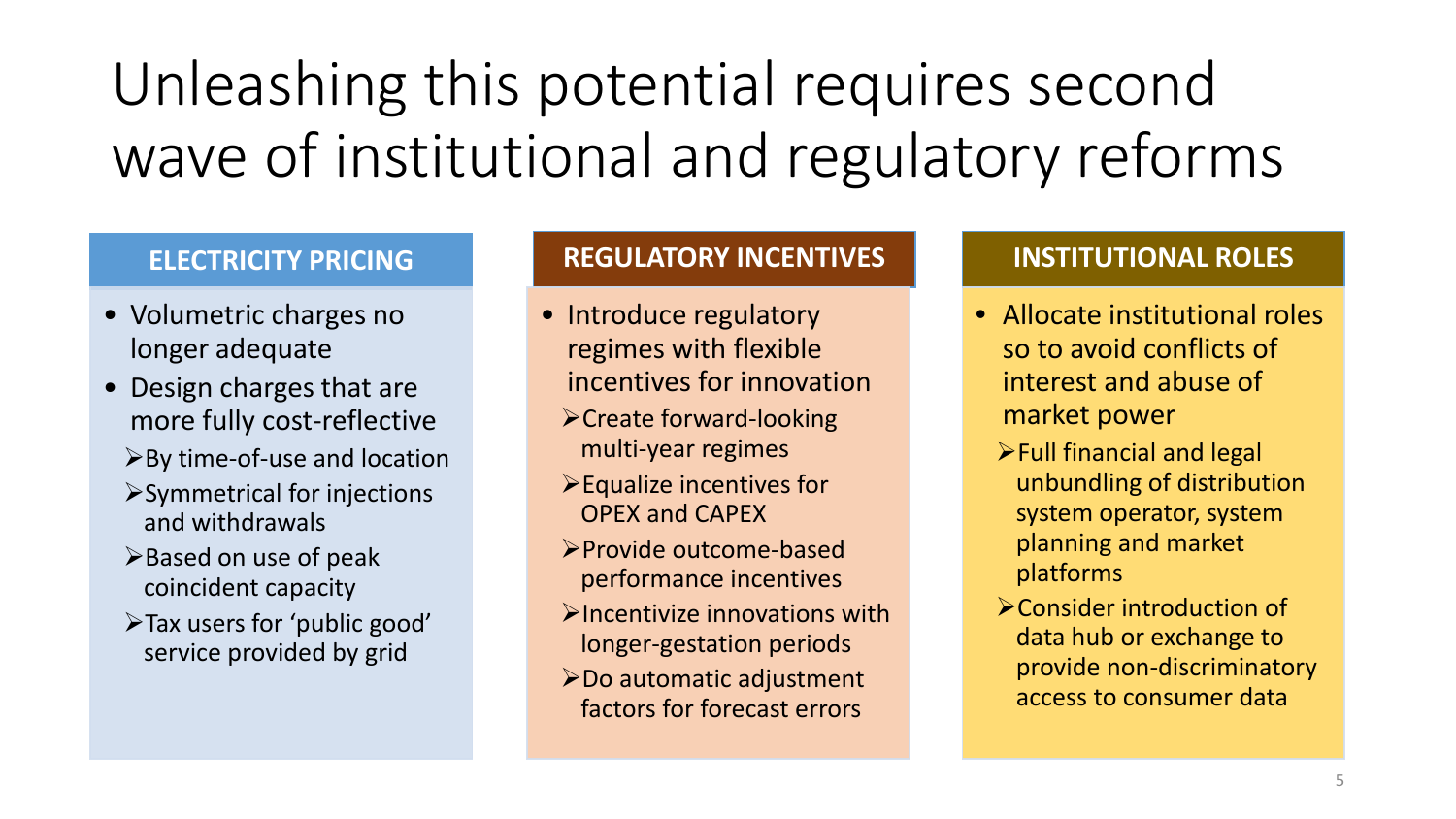# Unleashing this potential requires second wave of institutional and regulatory reforms

## ELECTRICITY PRICING

- Volumetric charges no longer adequate
- Design charges that are more fully cost-reflective
  - By time-of-use and location
  - Symmetrical for injections and withdrawals
  - Based on use of peak coincident capacity
  - Tax users for 'public good' service provided by grid

## REGULATORY INCENTIVES

- Introduce regulatory regimes with flexible incentives for innovation
  - Create forward-looking multi-year regimes
  - Equalize incentives for OPEX and CAPEX
  - Provide outcome-based performance incentives
  - Incentivize innovations with longer-gestation periods
  - Do automatic adjustment factors for forecast errors

## INSTITUTIONAL ROLES

- Allocate institutional roles so to avoid conflicts of interest and abuse of market power
  - Full financial and legal unbundling of distribution system operator, system planning and market platforms
  - Consider introduction of data hub or exchange to provide non-discriminatory access to consumer data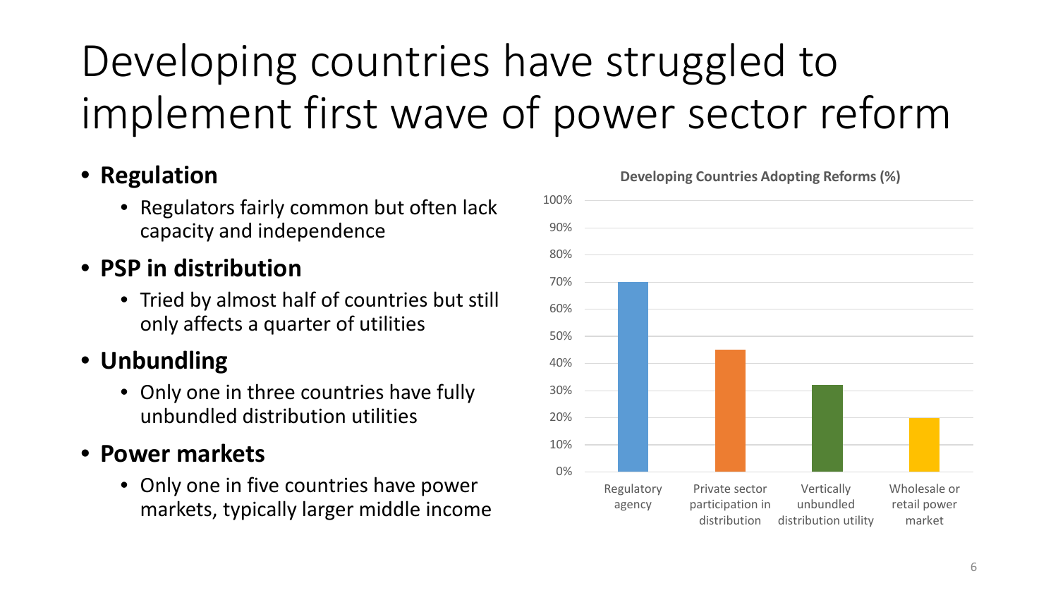# Developing countries have struggled to implement first wave of power sector reform

- **Regulation**
  - Regulators fairly common but often lack capacity and independence
- **PSP in distribution**
  - Tried by almost half of countries but still only affects a quarter of utilities
- **Unbundling**
  - Only one in three countries have fully unbundled distribution utilities
- **Power markets**
  - Only one in five countries have power markets, typically larger middle income

**Developing Countries Adopting Reforms (%)**

| Reform | Developing Countries Adopting Reforms (%) |
|---|---|
| Regulatory agency | 70% |
| Private sector participation in distribution | 45% |
| Vertically unbundled distribution utility | 32% |
| Wholesale or retail power market | 20% |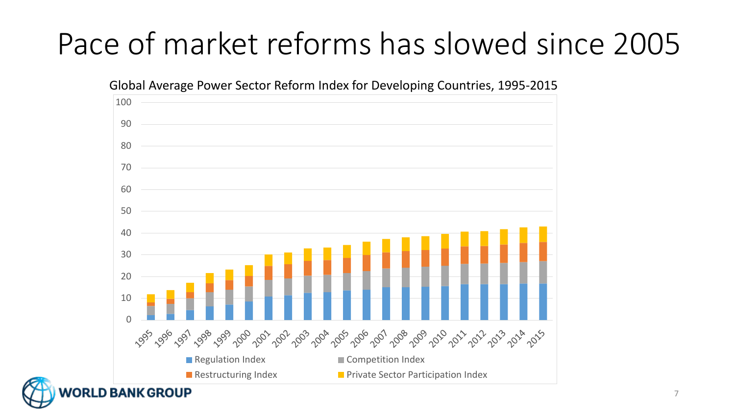# Pace of market reforms has slowed since 2005

Global Average Power Sector Reform Index for Developing Countries, 1995-2015

Regulation Index · Competition Index · Restructuring Index · Private Sector Participation Index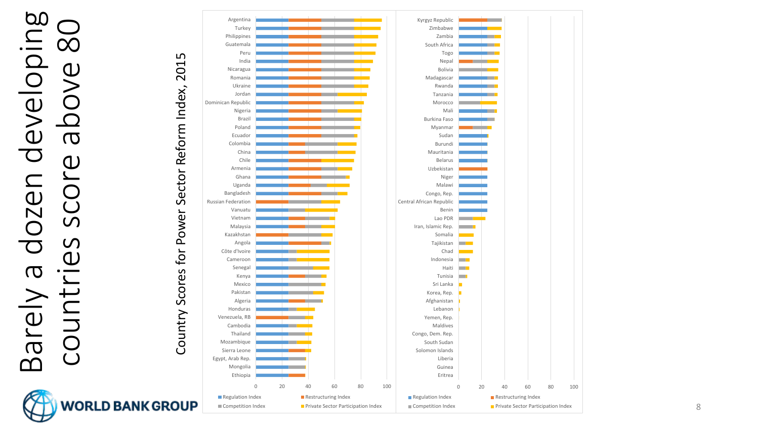# Barely a dozen developing countries score above 80

Country Scores for Power Sector Reform Index, 2015

Argentina, Turkey, Philippines, Guatemala, Peru, India, Nicaragua, Romania, Ukraine, Jordan, Dominican Republic, Nigeria, Brazil, Poland, Ecuador, Colombia, China, Chile, Armenia, Ghana, Uganda, Bangladesh, Russian Federation, Vanuatu, Vietnam, Malaysia, Kazakhstan, Angola, Côte d'Ivoire, Cameroon, Senegal, Kenya, Mexico, Pakistan, Algeria, Honduras, Venezuela, RB, Cambodia, Thailand, Mozambique, Sierra Leone, Egypt, Arab Rep., Mongolia, Ethiopia

Kyrgyz Republic, Zimbabwe, Zambia, South Africa, Togo, Nepal, Bolivia, Madagascar, Rwanda, Tanzania, Morocco, Mali, Burkina Faso, Myanmar, Sudan, Burundi, Mauritania, Belarus, Uzbekistan, Niger, Malawi, Congo, Rep., Central African Republic, Benin, Lao PDR, Iran, Islamic Rep., Somalia, Tajikistan, Chad, Indonesia, Haiti, Tunisia, Sri Lanka, Korea, Rep., Afghanistan, Lebanon, Yemen, Rep., Maldives, Congo, Dem. Rep., South Sudan, Solomon Islands, Liberia, Guinea, Eritrea

0 20 40 60 80 100

Regulation Index | Restructuring Index | Competition Index | Private Sector Participation Index

WORLD BANK GROUP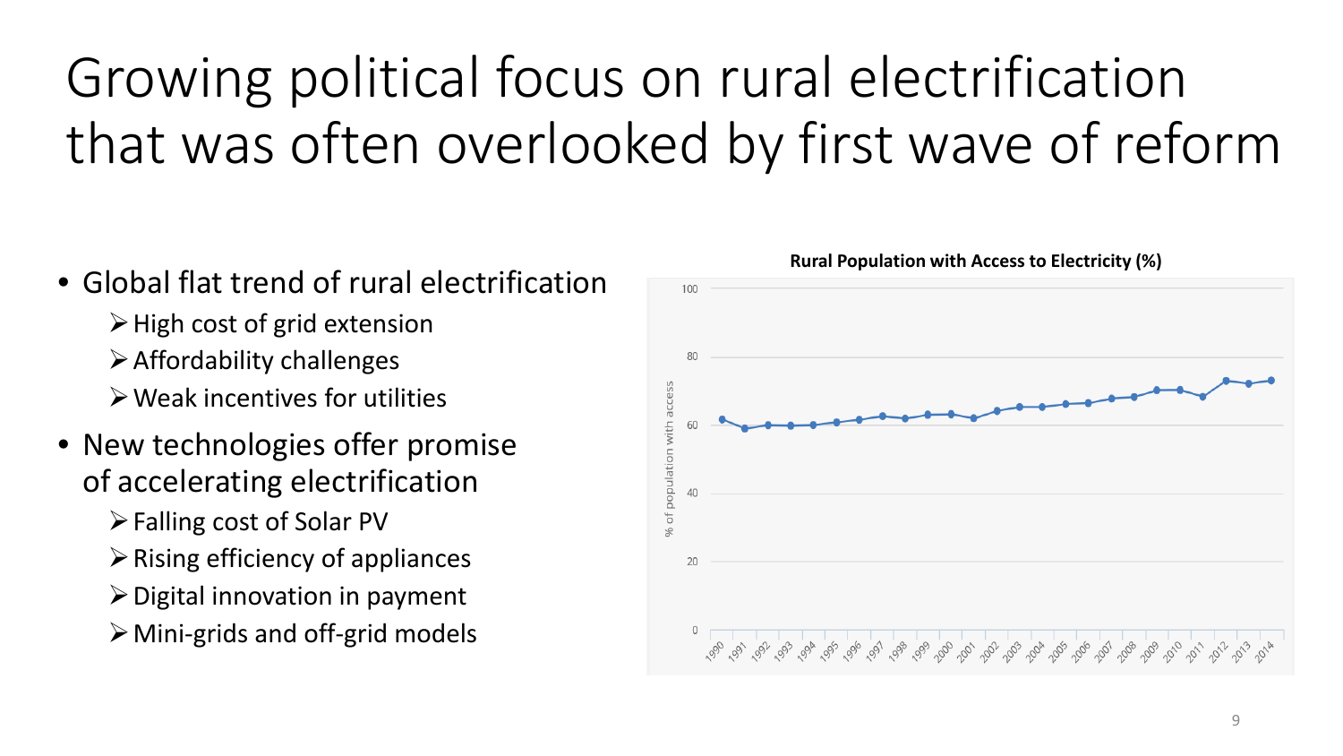# Growing political focus on rural electrification that was often overlooked by first wave of reform

- Global flat trend of rural electrification
  - High cost of grid extension
  - Affordability challenges
  - Weak incentives for utilities
- New technologies offer promise of accelerating electrification
  - Falling cost of Solar PV
  - Rising efficiency of appliances
  - Digital innovation in payment
  - Mini-grids and off-grid models

**Rural Population with Access to Electricity (%)**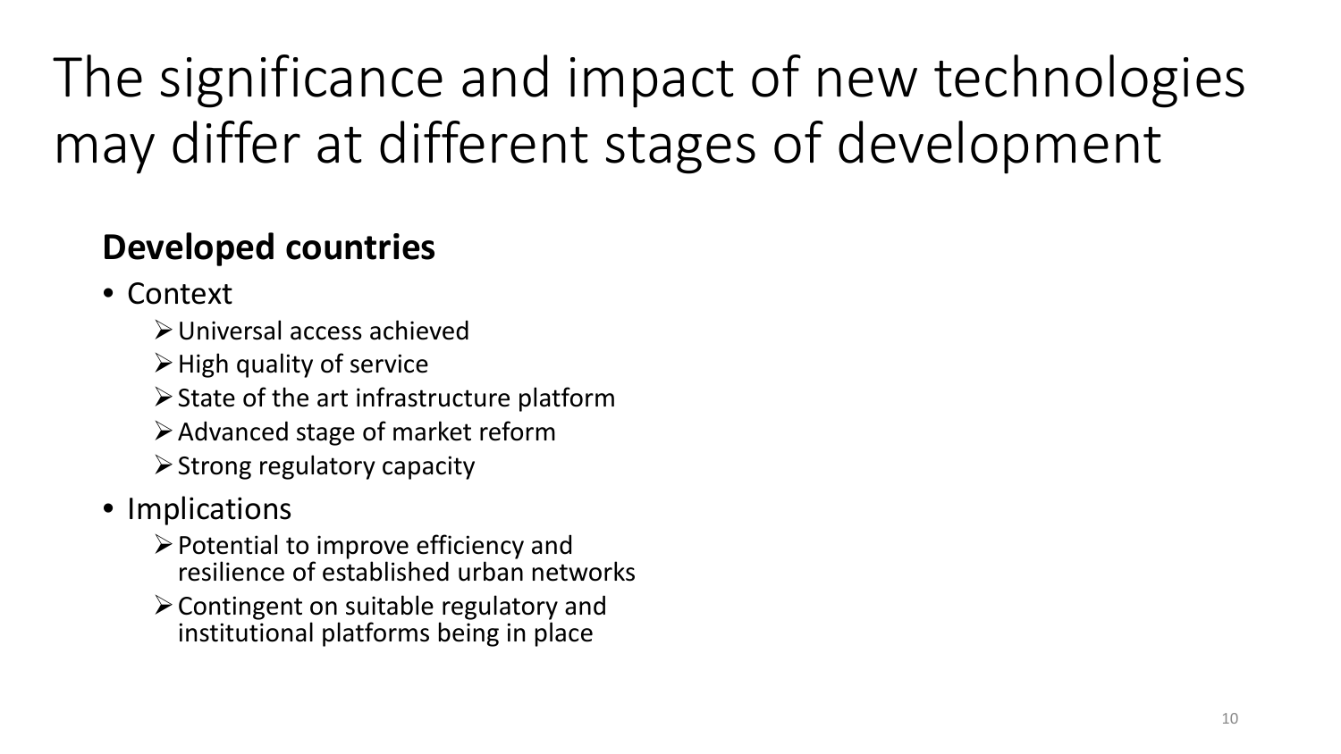# The significance and impact of new technologies may differ at different stages of development

**Developed countries**

- Context
  - Universal access achieved
  - High quality of service
  - State of the art infrastructure platform
  - Advanced stage of market reform
  - Strong regulatory capacity
- Implications
  - Potential to improve efficiency and resilience of established urban networks
  - Contingent on suitable regulatory and institutional platforms being in place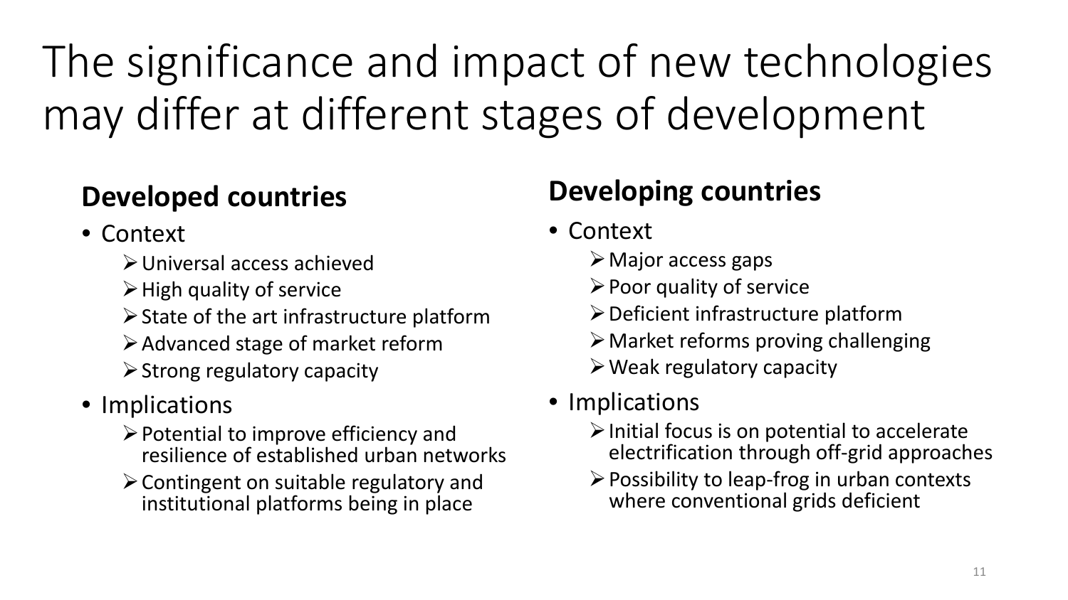# The significance and impact of new technologies may differ at different stages of development

## Developed countries

- Context
  - Universal access achieved
  - High quality of service
  - State of the art infrastructure platform
  - Advanced stage of market reform
  - Strong regulatory capacity
- Implications
  - Potential to improve efficiency and resilience of established urban networks
  - Contingent on suitable regulatory and institutional platforms being in place

## Developing countries

- Context
  - Major access gaps
  - Poor quality of service
  - Deficient infrastructure platform
  - Market reforms proving challenging
  - Weak regulatory capacity
- Implications
  - Initial focus is on potential to accelerate electrification through off-grid approaches
  - Possibility to leap-frog in urban contexts where conventional grids deficient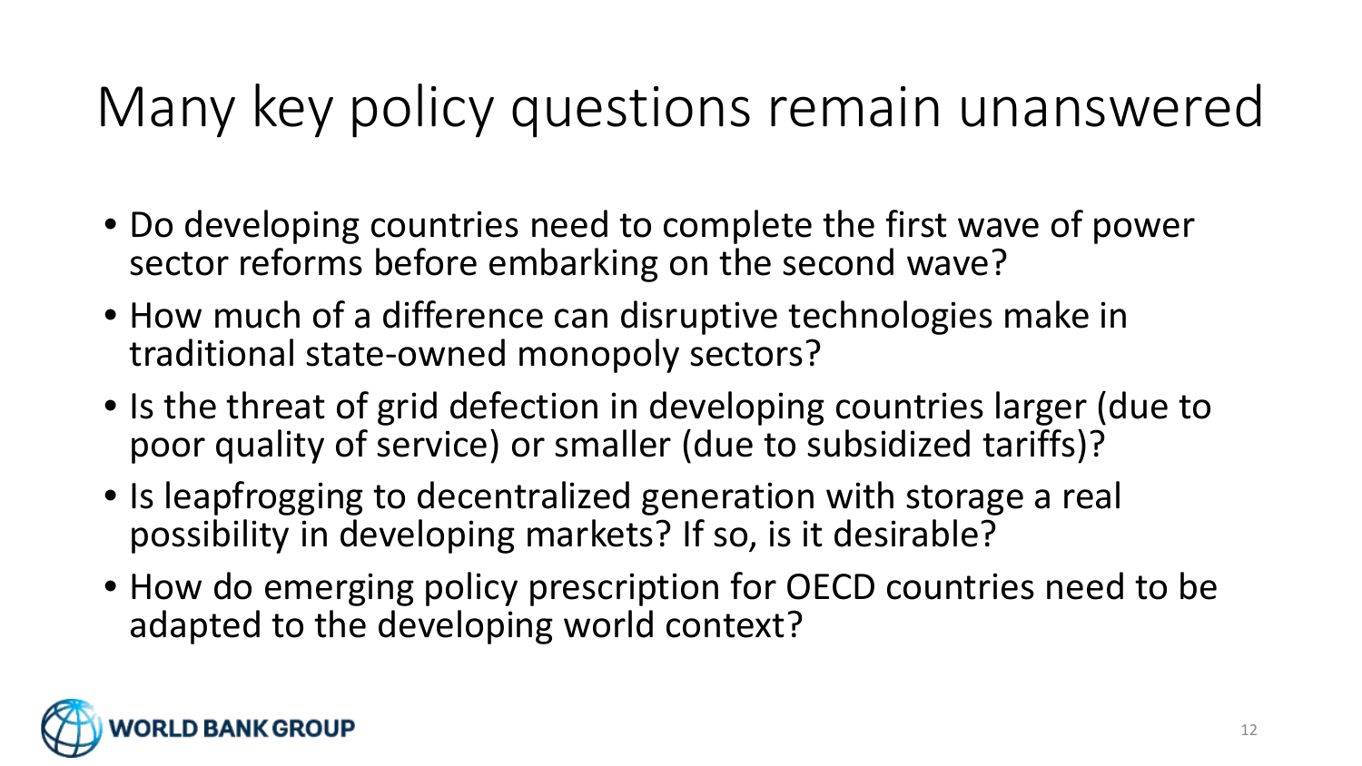# Many key policy questions remain unanswered

- Do developing countries need to complete the first wave of power sector reforms before embarking on the second wave?
- How much of a difference can disruptive technologies make in traditional state-owned monopoly sectors?
- Is the threat of grid defection in developing countries larger (due to poor quality of service) or smaller (due to subsidized tariffs)?
- Is leapfrogging to decentralized generation with storage a real possibility in developing markets? If so, is it desirable?
- How do emerging policy prescription for OECD countries need to be adapted to the developing world context?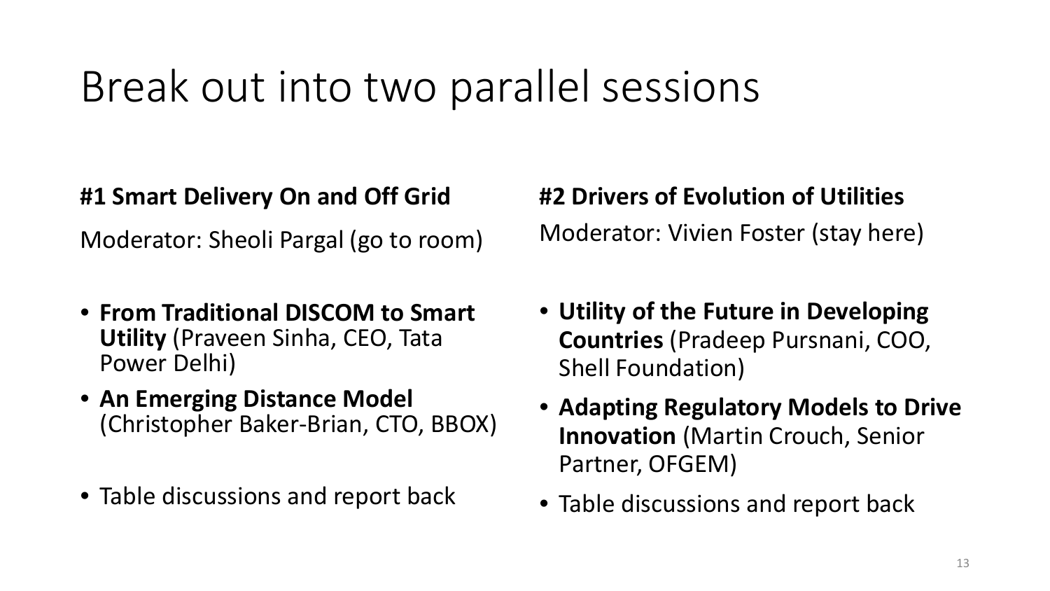# Break out into two parallel sessions

**#1 Smart Delivery On and Off Grid**

Moderator: Sheoli Pargal (go to room)

- **From Traditional DISCOM to Smart Utility** (Praveen Sinha, CEO, Tata Power Delhi)
- **An Emerging Distance Model** (Christopher Baker-Brian, CTO, BBOX)
- Table discussions and report back

**#2 Drivers of Evolution of Utilities**

Moderator: Vivien Foster (stay here)

- **Utility of the Future in Developing Countries** (Pradeep Pursnani, COO, Shell Foundation)
- **Adapting Regulatory Models to Drive Innovation** (Martin Crouch, Senior Partner, OFGEM)
- Table discussions and report back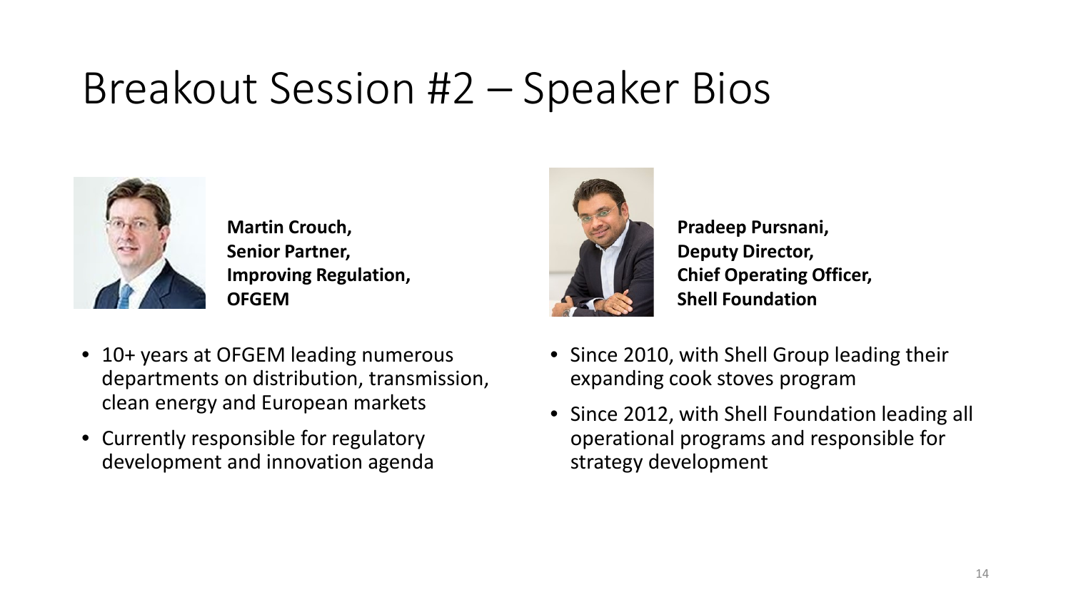# Breakout Session #2 – Speaker Bios

**Martin Crouch,**
**Senior Partner,**
**Improving Regulation,**
**OFGEM**

- 10+ years at OFGEM leading numerous departments on distribution, transmission, clean energy and European markets
- Currently responsible for regulatory development and innovation agenda

**Pradeep Pursnani,**
**Deputy Director,**
**Chief Operating Officer,**
**Shell Foundation**

- Since 2010, with Shell Group leading their expanding cook stoves program
- Since 2012, with Shell Foundation leading all operational programs and responsible for strategy development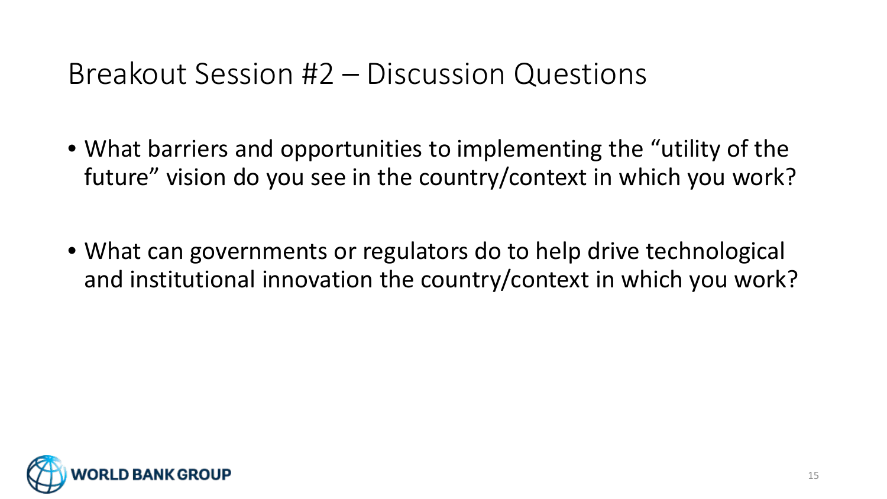# Breakout Session #2 – Discussion Questions

- What barriers and opportunities to implementing the "utility of the future" vision do you see in the country/context in which you work?

- What can governments or regulators do to help drive technological and institutional innovation the country/context in which you work?

WORLD BANK GROUP